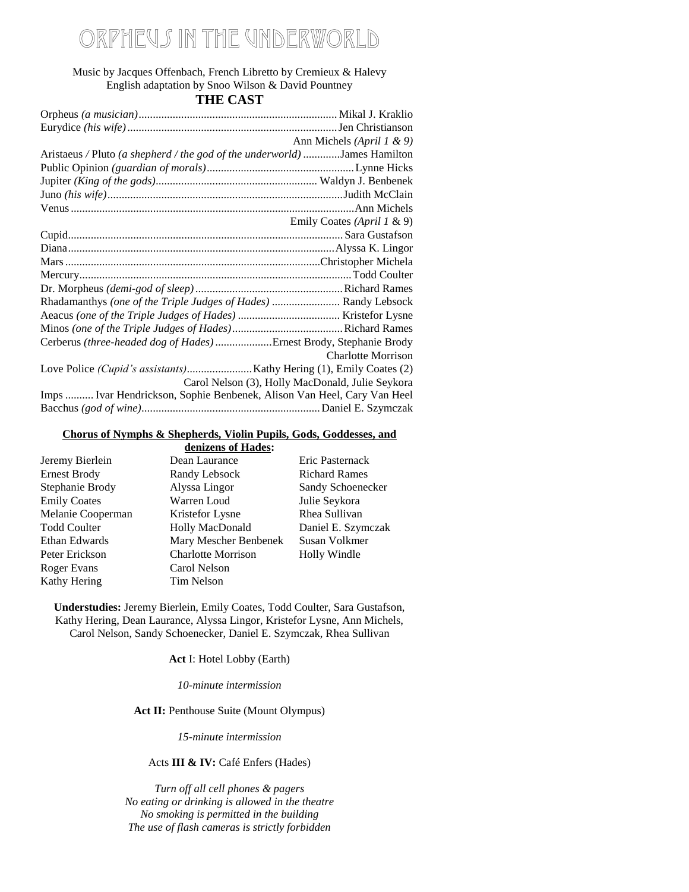# ORPHEUS IN THE UNDERWORLD

Music by Jacques Offenbach, French Libretto by Cremieux & Halevy
English adaptation by Snoo Wilson & David Pountney

## THE CAST

Orpheus *(a musician)* ..................... Mikal J. Kraklio
Eurydice *(his wife)* ..................... Jen Christianson
Ann Michels *(April 1 & 9)*
Aristaeus / Pluto *(a shepherd / the god of the underworld)* ............. James Hamilton
Public Opinion *(guardian of morals)* ..................... Lynne Hicks
Jupiter *(King of the gods)* ..................... Waldyn J. Benbenek
Juno *(his wife)* ..................... Judith McClain
Venus ..................... Ann Michels
Emily Coates *(April 1* & 9)
Cupid ..................... Sara Gustafson
Diana ..................... Alyssa K. Lingor
Mars ..................... Christopher Michela
Mercury ..................... Todd Coulter
Dr. Morpheus *(demi-god of sleep)* ..................... Richard Rames
Rhadamanthys *(one of the Triple Judges of Hades)* ..................... Randy Lebsock
Aeacus *(one of the Triple Judges of Hades)* ..................... Kristefor Lysne
Minos *(one of the Triple Judges of Hades)* ..................... Richard Rames
Cerberus *(three-headed dog of Hades)* ..................... Ernest Brody, Stephanie Brody
Charlotte Morrison
Love Police *(Cupid's assistants)* ..................... Kathy Hering (1), Emily Coates (2)
Carol Nelson (3), Holly MacDonald, Julie Seykora
Imps .......... Ivar Hendrickson, Sophie Benbenek, Alison Van Heel, Cary Van Heel
Bacchus *(god of wine)* ..................... Daniel E. Szymczak

**Chorus of Nymphs & Shepherds, Violin Pupils, Gods, Goddesses, and denizens of Hades:**

Jeremy Bierlein
Ernest Brody
Stephanie Brody
Emily Coates
Melanie Cooperman
Todd Coulter
Ethan Edwards
Peter Erickson
Roger Evans
Kathy Hering
Dean Laurance
Randy Lebsock
Alyssa Lingor
Warren Loud
Kristefor Lysne
Holly MacDonald
Mary Mescher Benbenek
Charlotte Morrison
Carol Nelson
Tim Nelson
Eric Pasternack
Richard Rames
Sandy Schoenecker
Julie Seykora
Rhea Sullivan
Daniel E. Szymczak
Susan Volkmer
Holly Windle

**Understudies:** Jeremy Bierlein, Emily Coates, Todd Coulter, Sara Gustafson, Kathy Hering, Dean Laurance, Alyssa Lingor, Kristefor Lysne, Ann Michels, Carol Nelson, Sandy Schoenecker, Daniel E. Szymczak, Rhea Sullivan

**Act** I: Hotel Lobby (Earth)

*10-minute intermission*

**Act II:** Penthouse Suite (Mount Olympus)

*15-minute intermission*

Acts **III & IV:** Café Enfers (Hades)

*Turn off all cell phones & pagers*
*No eating or drinking is allowed in the theatre*
*No smoking is permitted in the building*
*The use of flash cameras is strictly forbidden*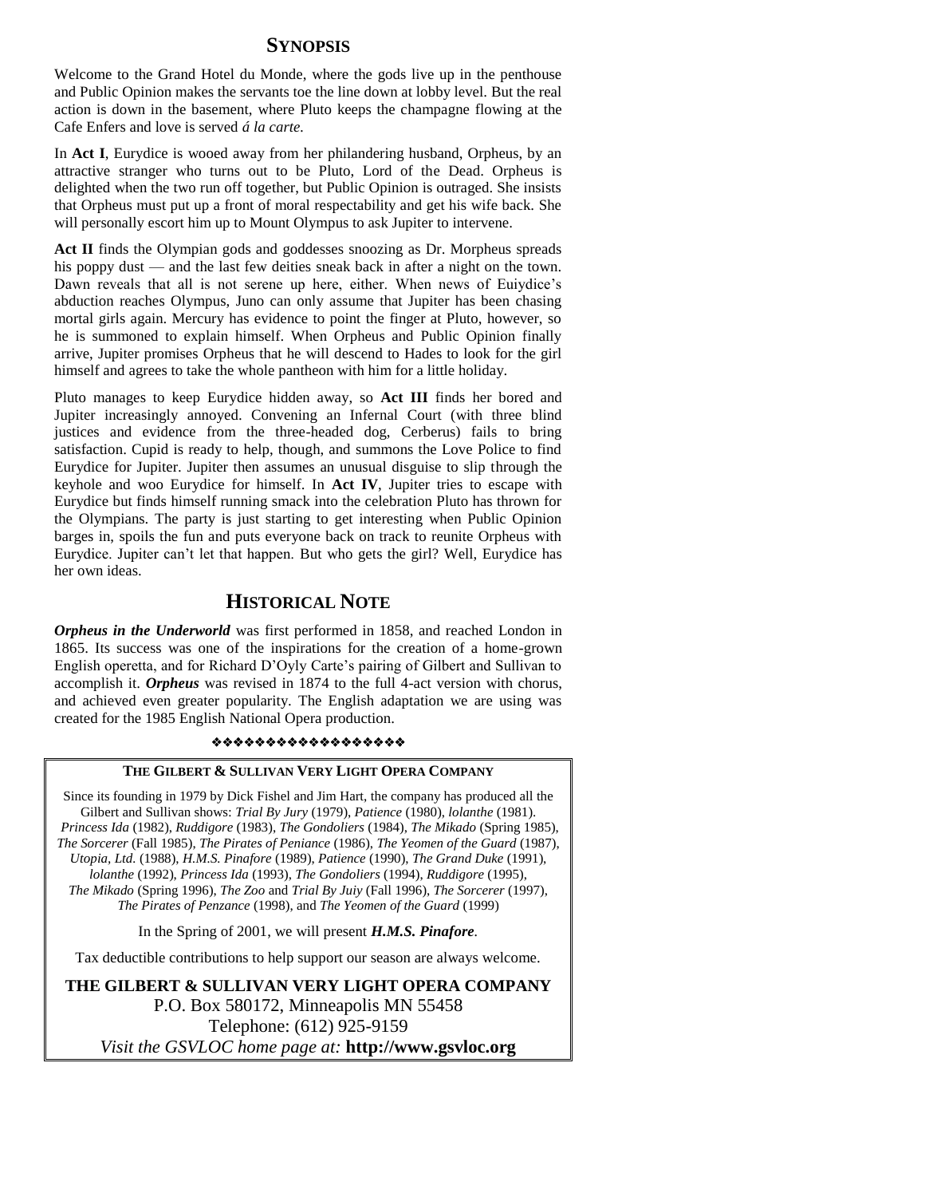## Synopsis

Welcome to the Grand Hotel du Monde, where the gods live up in the penthouse and Public Opinion makes the servants toe the line down at lobby level. But the real action is down in the basement, where Pluto keeps the champagne flowing at the Cafe Enfers and love is served *á la carte.*

In **Act I**, Eurydice is wooed away from her philandering husband, Orpheus, by an attractive stranger who turns out to be Pluto, Lord of the Dead. Orpheus is delighted when the two run off together, but Public Opinion is outraged. She insists that Orpheus must put up a front of moral respectability and get his wife back. She will personally escort him up to Mount Olympus to ask Jupiter to intervene.

**Act II** finds the Olympian gods and goddesses snoozing as Dr. Morpheus spreads his poppy dust — and the last few deities sneak back in after a night on the town. Dawn reveals that all is not serene up here, either. When news of Euiydice's abduction reaches Olympus, Juno can only assume that Jupiter has been chasing mortal girls again. Mercury has evidence to point the finger at Pluto, however, so he is summoned to explain himself. When Orpheus and Public Opinion finally arrive, Jupiter promises Orpheus that he will descend to Hades to look for the girl himself and agrees to take the whole pantheon with him for a little holiday.

Pluto manages to keep Eurydice hidden away, so **Act III** finds her bored and Jupiter increasingly annoyed. Convening an Infernal Court (with three blind justices and evidence from the three-headed dog, Cerberus) fails to bring satisfaction. Cupid is ready to help, though, and summons the Love Police to find Eurydice for Jupiter. Jupiter then assumes an unusual disguise to slip through the keyhole and woo Eurydice for himself. In **Act IV**, Jupiter tries to escape with Eurydice but finds himself running smack into the celebration Pluto has thrown for the Olympians. The party is just starting to get interesting when Public Opinion barges in, spoils the fun and puts everyone back on track to reunite Orpheus with Eurydice. Jupiter can't let that happen. But who gets the girl? Well, Eurydice has her own ideas.

## Historical Note

***Orpheus in the Underworld*** was first performed in 1858, and reached London in 1865. Its success was one of the inspirations for the creation of a home-grown English operetta, and for Richard D'Oyly Carte's pairing of Gilbert and Sullivan to accomplish it. ***Orpheus*** was revised in 1874 to the full 4-act version with chorus, and achieved even greater popularity. The English adaptation we are using was created for the 1985 English National Opera production.

❖❖❖❖❖❖❖❖❖❖❖❖❖❖❖❖❖❖

**THE GILBERT & SULLIVAN VERY LIGHT OPERA COMPANY**

Since its founding in 1979 by Dick Fishel and Jim Hart, the company has produced all the Gilbert and Sullivan shows: *Trial By Jury* (1979), *Patience* (1980), *lolanthe* (1981). *Princess Ida* (1982), *Ruddigore* (1983), *The Gondoliers* (1984), *The Mikado* (Spring 1985), *The Sorcerer* (Fall 1985), *The Pirates of Peniance* (1986), *The Yeomen of the Guard* (1987), *Utopia, Ltd.* (1988), *H.M.S. Pinafore* (1989), *Patience* (1990), *The Grand Duke* (1991), *lolanthe* (1992), *Princess Ida* (1993), *The Gondoliers* (1994), *Ruddigore* (1995), *The Mikado* (Spring 1996), *The Zoo* and *Trial By Juiy* (Fall 1996), *The Sorcerer* (1997), *The Pirates of Penzance* (1998), and *The Yeomen of the Guard* (1999)

In the Spring of 2001, we will present ***H.M.S. Pinafore***.

Tax deductible contributions to help support our season are always welcome.

**THE GILBERT & SULLIVAN VERY LIGHT OPERA COMPANY**
P.O. Box 580172, Minneapolis MN 55458
Telephone: (612) 925-9159
*Visit the GSVLOC home page at:* **http://www.gsvloc.org**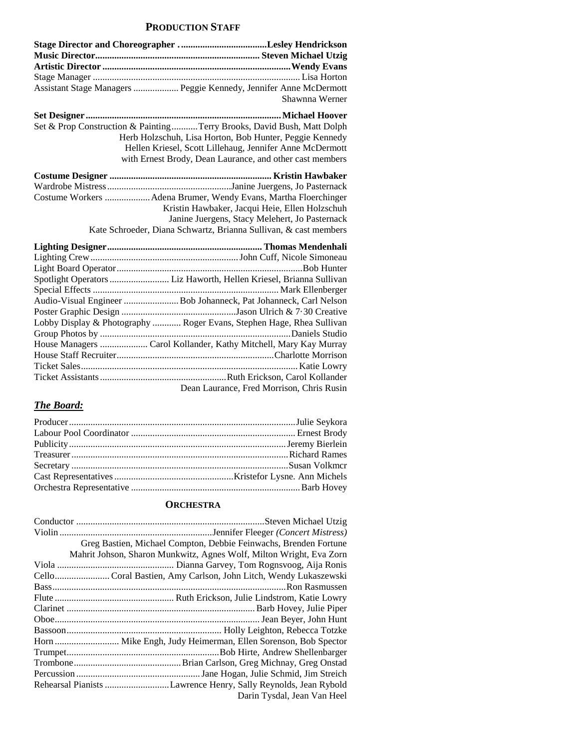## PRODUCTION STAFF

**Stage Director and Choreographer** .................................... **Lesley Hendrickson**
**Music Director**.................................................................... **Steven Michael Utzig**
**Artistic Director** ............................................................................. **Wendy Evans**
Stage Manager ........................................................................................ Lisa Horton
Assistant Stage Managers ................... Peggie Kennedy, Jennifer Anne McDermott
Shawnna Werner

**Set Designer**.................................................................................... **Michael Hoover**
Set & Prop Construction & Painting...........Terry Brooks, David Bush, Matt Dolph
Herb Holzschuh, Lisa Horton, Bob Hunter, Peggie Kennedy
Hellen Kriesel, Scott Lillehaug, Jennifer Anne McDermott
with Ernest Brody, Dean Laurance, and other cast members

**Costume Designer** .................................................................... **Kristin Hawbaker**
Wardrobe Mistress....................................................Janine Juergens, Jo Pasternack
Costume Workers ................... Adena Brumer, Wendy Evans, Martha Floerchinger
Kristin Hawbaker, Jacqui Heie, Ellen Holzschuh
Janine Juergens, Stacy Melehert, Jo Pasternack
Kate Schroeder, Diana Schwartz, Brianna Sullivan, & cast members

**Lighting Designer**................................................................ **Thomas Mendenhali**
Lighting Crew.............................................................John Cuff, Nicole Simoneau
Light Board Operator.............................................................................Bob Hunter
Spotlight Operators ......................... Liz Haworth, Hellen Kriesel, Brianna Sullivan
Special Effects ............................................................................. Mark Ellenberger
Audio-Visual Engineer ....................... Bob Johanneck, Pat Johanneck, Carl Nelson
Poster Graphic Design ................................................Jason Ulrich & 7·30 Creative
Lobby Display & Photography ............ Roger Evans, Stephen Hage, Rhea Sullivan
Group Photos by ...............................................................................Daniels Studio
House Managers .................... Carol Kollander, Kathy Mitchell, Mary Kay Murray
House Staff Recruiter.................................................................Charlotte Morrison
Ticket Sales.......................................................................................... Katie Lowry
Ticket Assistants.....................................................Ruth Erickson, Carol Kollander
Dean Laurance, Fred Morrison, Chris Rusin

### ***The Board:***

Producer..............................................................................................Julie Seykora
Labour Pool Coordinator .................................................................... Ernest Brody
Publicity..........................................................................................Jeremy Bierlein
Treasurer.........................................................................................Richard Rames
Secretary .........................................................................................Susan Volkmcr
Cast Representatives..................................................Kristefor Lysne. Ann Michels
Orchestra Representative ......................................................................Barb Hovey

## ORCHESTRA

Conductor ..............................................................................Steven Michael Utzig
Violin ................................................................Jennifer Fleeger *(Concert Mistress)*
Greg Bastien, Michael Compton, Debbie Feinwachs, Brenden Fortune
Mahrit Johson, Sharon Munkwitz, Agnes Wolf, Milton Wright, Eva Zorn
Viola ................................................. Dianna Garvey, Tom Rognsvoog, Aija Ronis
Cello....................... Coral Bastien, Amy Carlson, John Litch, Wendy Lukaszewski
Bass..................................................................................................Ron Rasmussen
Flute ................................................. Ruth Erickson, Julie Lindstrom, Katie Lowry
Clarinet ............................................................................... Barb Hovey, Julie Piper
Oboe..................................................................................... Jean Beyer, John Hunt
Bassoon.................................................................. Holly Leighton, Rebecca Totzke
Horn ........................... Mike Engh, Judy Heimerman, Ellen Sorenson, Bob Spector
Trumpet................................................................Bob Hirte, Andrew Shellenbarger
Trombone............................................Brian Carlson, Greg Michnay, Greg Onstad
Percussion ................................................... Jane Hogan, Julie Schmid, Jim Streich
Rehearsal Pianists ...........................Lawrence Henry, Sally Reynolds, Jean Rybold
Darin Tysdal, Jean Van Heel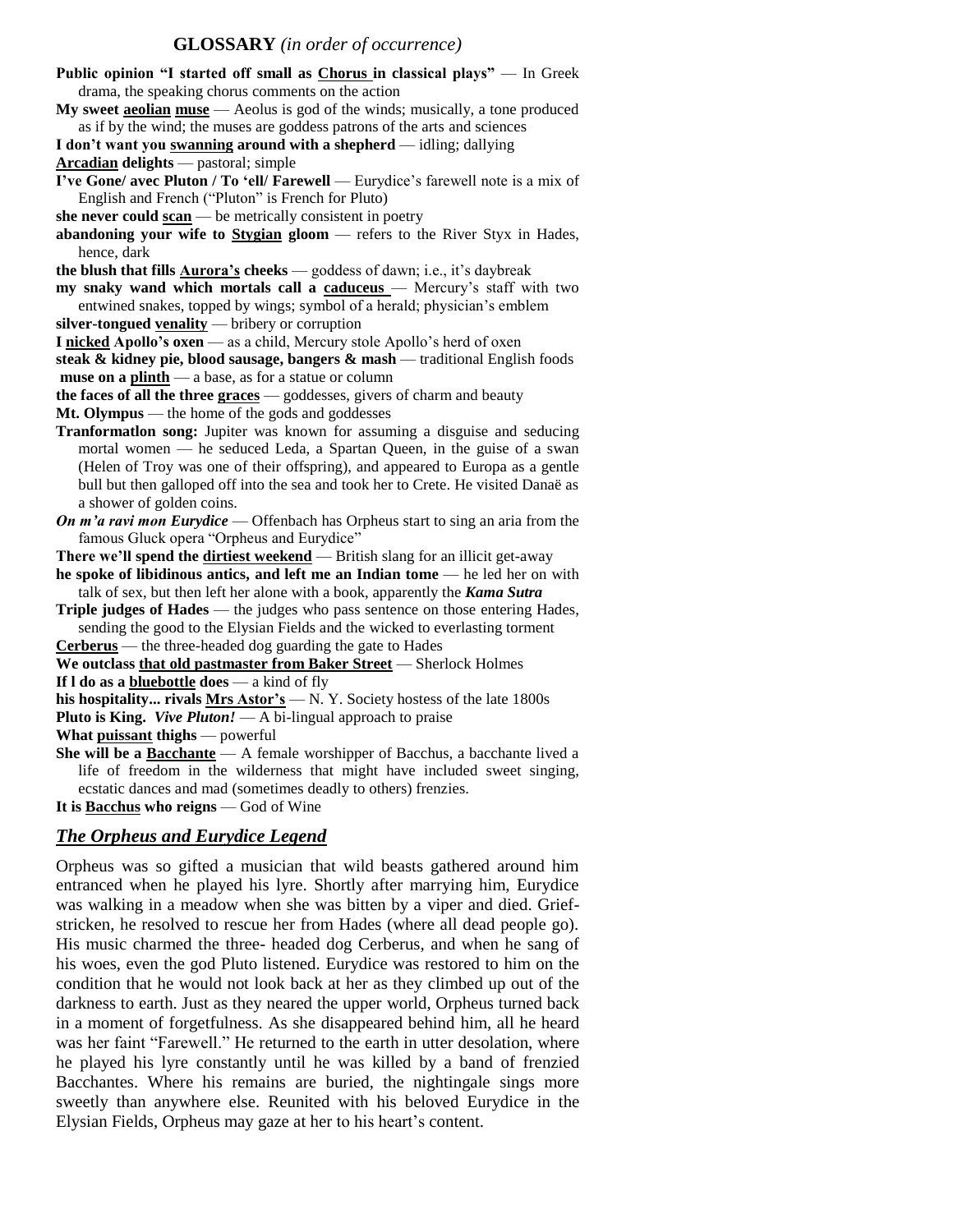## GLOSSARY *(in order of occurrence)*

**Public opinion "I started off small as Chorus in classical plays"** — In Greek drama, the speaking chorus comments on the action

**My sweet aeolian muse** — Aeolus is god of the winds; musically, a tone produced as if by the wind; the muses are goddess patrons of the arts and sciences

**I don't want you swanning around with a shepherd** — idling; dallying

**Arcadian delights** — pastoral; simple

**I've Gone/ avec Pluton / To 'ell/ Farewell** — Eurydice's farewell note is a mix of English and French ("Pluton" is French for Pluto)

**she never could scan** — be metrically consistent in poetry

**abandoning your wife to Stygian gloom** — refers to the River Styx in Hades, hence, dark

**the blush that fills Aurora's cheeks** — goddess of dawn; i.e., it's daybreak

**my snaky wand which mortals call a caduceus** — Mercury's staff with two entwined snakes, topped by wings; symbol of a herald; physician's emblem

**silver-tongued venality** — bribery or corruption

**I nicked Apollo's oxen** — as a child, Mercury stole Apollo's herd of oxen

**steak & kidney pie, blood sausage, bangers & mash** — traditional English foods

**muse on a plinth** — a base, as for a statue or column

**the faces of all the three graces** — goddesses, givers of charm and beauty

**Mt. Olympus** — the home of the gods and goddesses

**Tranformatlon song:** Jupiter was known for assuming a disguise and seducing mortal women — he seduced Leda, a Spartan Queen, in the guise of a swan (Helen of Troy was one of their offspring), and appeared to Europa as a gentle bull but then galloped off into the sea and took her to Crete. He visited Danaë as a shower of golden coins.

***On m'a ravi mon Eurydice*** — Offenbach has Orpheus start to sing an aria from the famous Gluck opera "Orpheus and Eurydice"

**There we'll spend the dirtiest weekend** — British slang for an illicit get-away

**he spoke of libidinous antics, and left me an Indian tome** — he led her on with talk of sex, but then left her alone with a book, apparently the ***Kama Sutra***

**Triple judges of Hades** — the judges who pass sentence on those entering Hades, sending the good to the Elysian Fields and the wicked to everlasting torment

**Cerberus** — the three-headed dog guarding the gate to Hades

**We outclass that old pastmaster from Baker Street** — Sherlock Holmes

**If l do as a bluebottle does** — a kind of fly

**his hospitality... rivals Mrs Astor's** — N. Y. Society hostess of the late 1800s

**Pluto is King. *Vive Pluton!*** — A bi-lingual approach to praise

**What puissant thighs** — powerful

**She will be a Bacchante** — A female worshipper of Bacchus, a bacchante lived a life of freedom in the wilderness that might have included sweet singing, ecstatic dances and mad (sometimes deadly to others) frenzies.

**It is Bacchus who reigns** — God of Wine

## *The Orpheus and Eurydice Legend*

Orpheus was so gifted a musician that wild beasts gathered around him entranced when he played his lyre. Shortly after marrying him, Eurydice was walking in a meadow when she was bitten by a viper and died. Grief-stricken, he resolved to rescue her from Hades (where all dead people go). His music charmed the three- headed dog Cerberus, and when he sang of his woes, even the god Pluto listened. Eurydice was restored to him on the condition that he would not look back at her as they climbed up out of the darkness to earth. Just as they neared the upper world, Orpheus turned back in a moment of forgetfulness. As she disappeared behind him, all he heard was her faint "Farewell." He returned to the earth in utter desolation, where he played his lyre constantly until he was killed by a band of frenzied Bacchantes. Where his remains are buried, the nightingale sings more sweetly than anywhere else. Reunited with his beloved Eurydice in the Elysian Fields, Orpheus may gaze at her to his heart's content.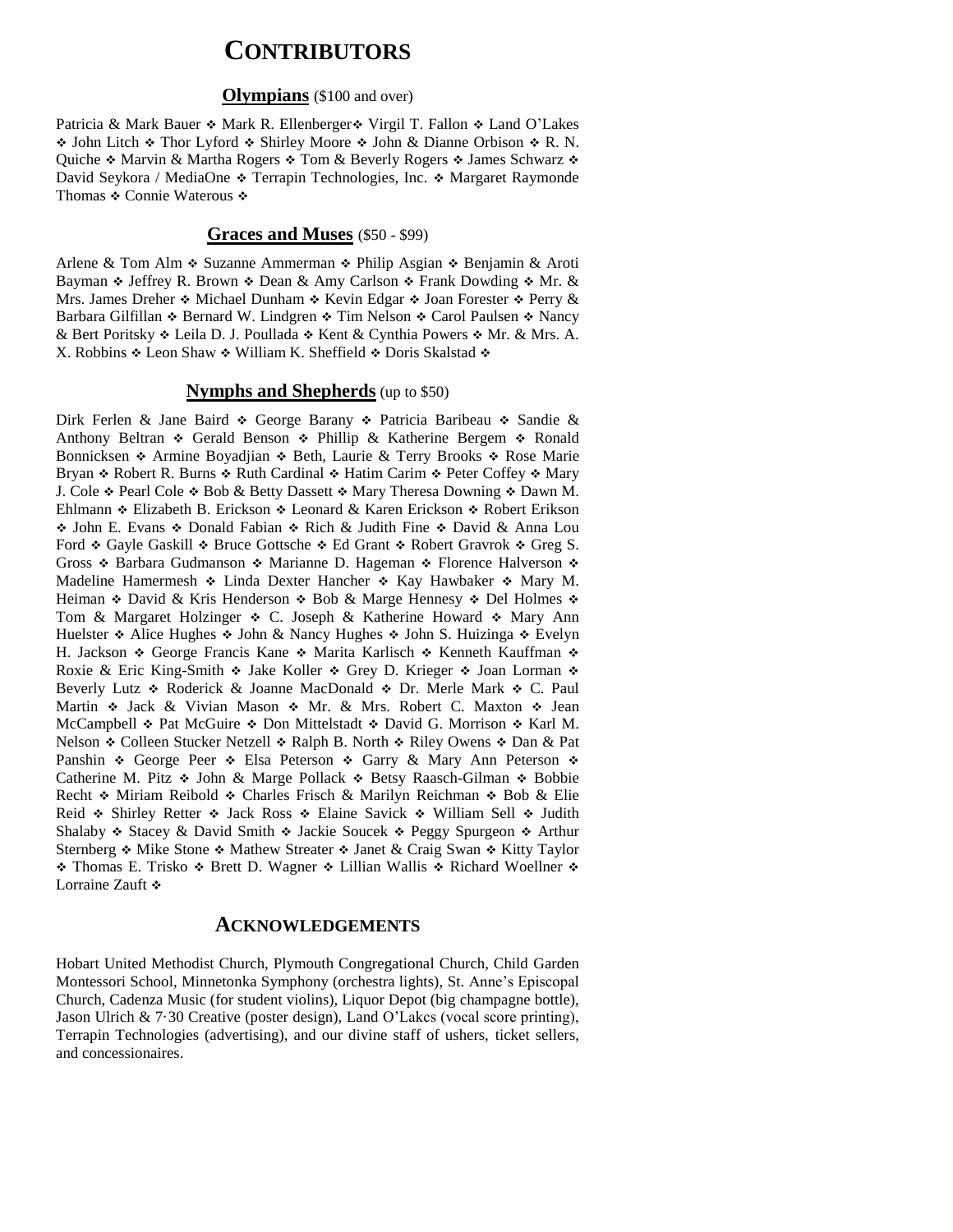# CONTRIBUTORS

## Olympians ($100 and over)

Patricia & Mark Bauer ❖ Mark R. Ellenberger❖ Virgil T. Fallon ❖ Land O'Lakes ❖ John Litch ❖ Thor Lyford ❖ Shirley Moore ❖ John & Dianne Orbison ❖ R. N. Quiche ❖ Marvin & Martha Rogers ❖ Tom & Beverly Rogers ❖ James Schwarz ❖ David Seykora / MediaOne ❖ Terrapin Technologies, Inc. ❖ Margaret Raymonde Thomas ❖ Connie Waterous ❖

## Graces and Muses ($50 - $99)

Arlene & Tom Alm ❖ Suzanne Ammerman ❖ Philip Asgian ❖ Benjamin & Aroti Bayman ❖ Jeffrey R. Brown ❖ Dean & Amy Carlson ❖ Frank Dowding ❖ Mr. & Mrs. James Dreher ❖ Michael Dunham ❖ Kevin Edgar ❖ Joan Forester ❖ Perry & Barbara Gilfillan ❖ Bernard W. Lindgren ❖ Tim Nelson ❖ Carol Paulsen ❖ Nancy & Bert Poritsky ❖ Leila D. J. Poullada ❖ Kent & Cynthia Powers ❖ Mr. & Mrs. A. X. Robbins ❖ Leon Shaw ❖ William K. Sheffield ❖ Doris Skalstad ❖

## Nymphs and Shepherds (up to $50)

Dirk Ferlen & Jane Baird ❖ George Barany ❖ Patricia Baribeau ❖ Sandie & Anthony Beltran ❖ Gerald Benson ❖ Phillip & Katherine Bergem ❖ Ronald Bonnicksen ❖ Armine Boyadjian ❖ Beth, Laurie & Terry Brooks ❖ Rose Marie Bryan ❖ Robert R. Burns ❖ Ruth Cardinal ❖ Hatim Carim ❖ Peter Coffey ❖ Mary J. Cole ❖ Pearl Cole ❖ Bob & Betty Dassett ❖ Mary Theresa Downing ❖ Dawn M. Ehlmann ❖ Elizabeth B. Erickson ❖ Leonard & Karen Erickson ❖ Robert Erikson ❖ John E. Evans ❖ Donald Fabian ❖ Rich & Judith Fine ❖ David & Anna Lou Ford ❖ Gayle Gaskill ❖ Bruce Gottsche ❖ Ed Grant ❖ Robert Gravrok ❖ Greg S. Gross ❖ Barbara Gudmanson ❖ Marianne D. Hageman ❖ Florence Halverson ❖ Madeline Hamermesh ❖ Linda Dexter Hancher ❖ Kay Hawbaker ❖ Mary M. Heiman ❖ David & Kris Henderson ❖ Bob & Marge Hennesy ❖ Del Holmes ❖ Tom & Margaret Holzinger ❖ C. Joseph & Katherine Howard ❖ Mary Ann Huelster ❖ Alice Hughes ❖ John & Nancy Hughes ❖ John S. Huizinga ❖ Evelyn H. Jackson ❖ George Francis Kane ❖ Marita Karlisch ❖ Kenneth Kauffman ❖ Roxie & Eric King-Smith ❖ Jake Koller ❖ Grey D. Krieger ❖ Joan Lorman ❖ Beverly Lutz ❖ Roderick & Joanne MacDonald ❖ Dr. Merle Mark ❖ C. Paul Martin ❖ Jack & Vivian Mason ❖ Mr. & Mrs. Robert C. Maxton ❖ Jean McCampbell ❖ Pat McGuire ❖ Don Mittelstadt ❖ David G. Morrison ❖ Karl M. Nelson ❖ Colleen Stucker Netzell ❖ Ralph B. North ❖ Riley Owens ❖ Dan & Pat Panshin ❖ George Peer ❖ Elsa Peterson ❖ Garry & Mary Ann Peterson ❖ Catherine M. Pitz ❖ John & Marge Pollack ❖ Betsy Raasch-Gilman ❖ Bobbie Recht ❖ Miriam Reibold ❖ Charles Frisch & Marilyn Reichman ❖ Bob & Elie Reid ❖ Shirley Retter ❖ Jack Ross ❖ Elaine Savick ❖ William Sell ❖ Judith Shalaby ❖ Stacey & David Smith ❖ Jackie Soucek ❖ Peggy Spurgeon ❖ Arthur Sternberg ❖ Mike Stone ❖ Mathew Streater ❖ Janet & Craig Swan ❖ Kitty Taylor ❖ Thomas E. Trisko ❖ Brett D. Wagner ❖ Lillian Wallis ❖ Richard Woellner ❖ Lorraine Zauft ❖

# ACKNOWLEDGEMENTS

Hobart United Methodist Church, Plymouth Congregational Church, Child Garden Montessori School, Minnetonka Symphony (orchestra lights), St. Anne's Episcopal Church, Cadenza Music (for student violins), Liquor Depot (big champagne bottle), Jason Ulrich & 7·30 Creative (poster design), Land O'Lakcs (vocal score printing), Terrapin Technologies (advertising), and our divine staff of ushers, ticket sellers, and concessionaires.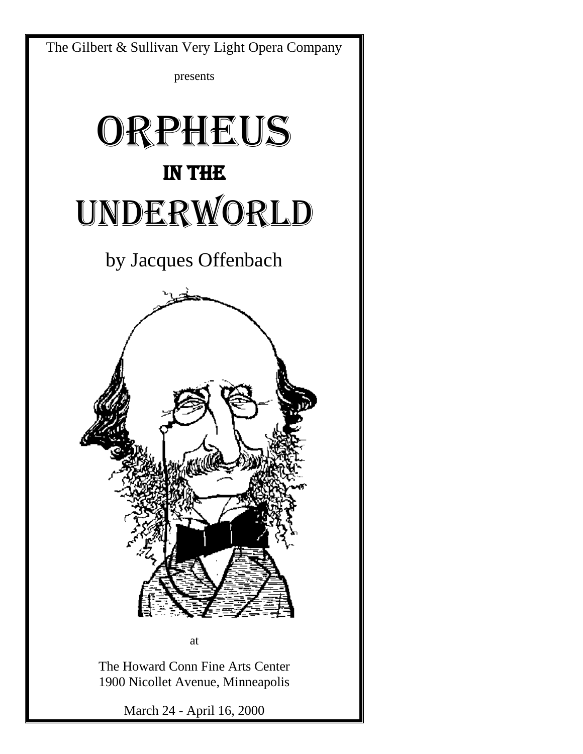The Gilbert & Sullivan Very Light Opera Company

presents

# ORPHEUS

## IN THE

# UNDERWORLD

by Jacques Offenbach

at

The Howard Conn Fine Arts Center
1900 Nicollet Avenue, Minneapolis

March 24 - April 16, 2000